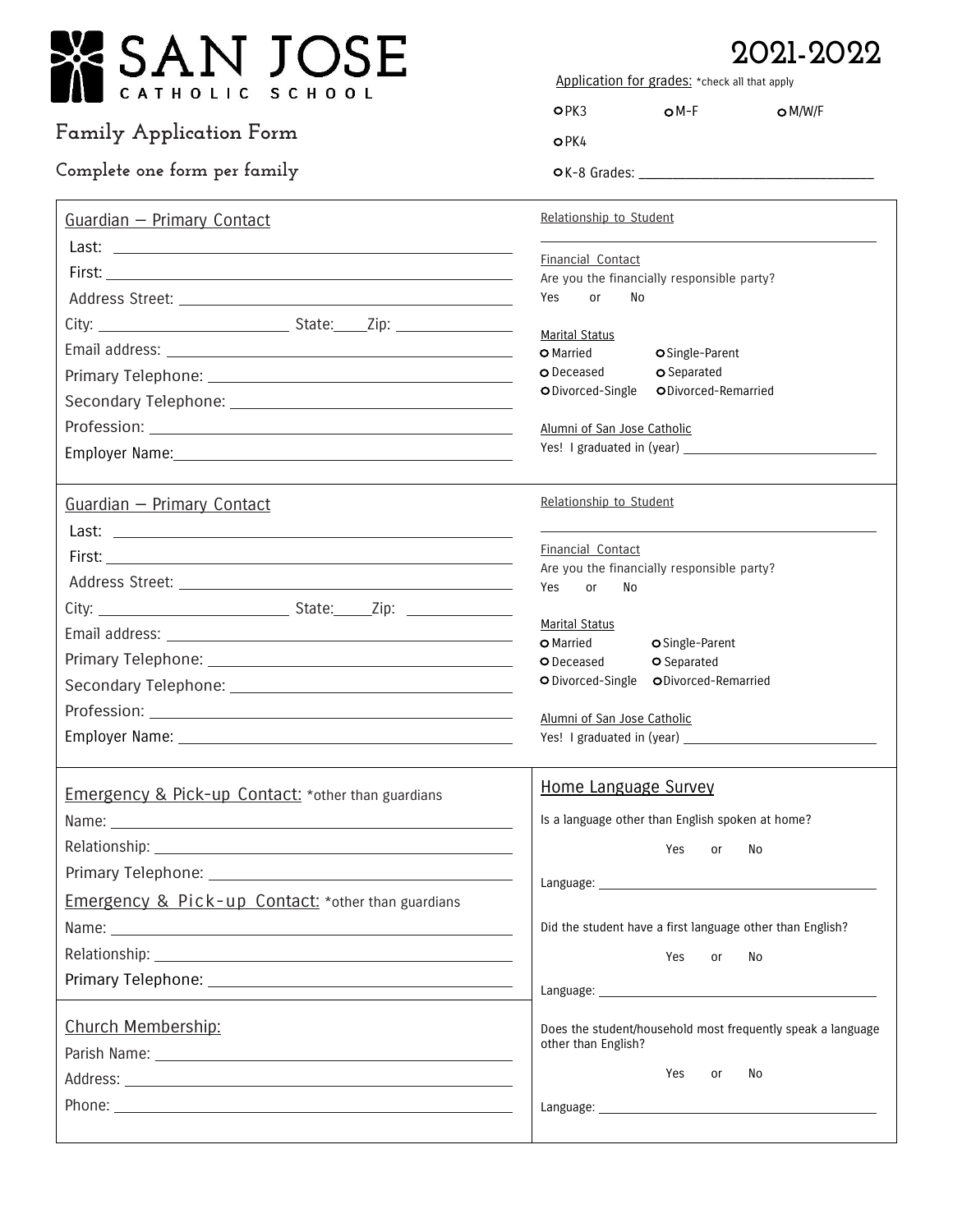# SAN JOSE CATHOLIC SCHOOL

## Family Application Form

**Complete one form per family**

## 2021-2022

Application for grades: *check all that apply

- ○ PK3 ○ M-F ○ M/W/F
- ○ PK4
- ○ K-8 Grades: ______________________________

---

### Guardian — Primary Contact

Last: ______________________________

First: ______________________________

Address Street: ______________________________

City: ____________________ State:____Zip: ____________

Email address: ______________________________

Primary Telephone: ______________________________

Secondary Telephone: ______________________________

Profession: ______________________________

Employer Name: ______________________________

Relationship to Student

______________________________

Financial Contact

Are you the financially responsible party?

Yes or No

Marital Status

- ○ Married ○ Single-Parent
- ○ Deceased ○ Separated
- ○ Divorced-Single ○ Divorced-Remarried

Alumni of San Jose Catholic

Yes! I graduated in (year) ____________________

---

### Guardian — Primary Contact

Last: ______________________________

First: ______________________________

Address Street: ______________________________

City: ____________________ State:_____Zip: ____________

Email address: ______________________________

Primary Telephone: ______________________________

Secondary Telephone: ______________________________

Profession: ______________________________

Employer Name: ______________________________

Relationship to Student

______________________________

Financial Contact

Are you the financially responsible party?

Yes or No

Marital Status

- ○ Married ○ Single-Parent
- ○ Deceased ○ Separated
- ○ Divorced-Single ○ Divorced-Remarried

Alumni of San Jose Catholic

Yes! I graduated in (year) ____________________

---

### Emergency & Pick-up Contact: *other than guardians

Name: ______________________________

Relationship: ______________________________

Primary Telephone: ______________________________

### Emergency & Pick-up Contact: *other than guardians

Name: ______________________________

Relationship: ______________________________

Primary Telephone: ______________________________

### Church Membership:

Parish Name: ______________________________

Address: ______________________________

Phone: ______________________________

### Home Language Survey

Is a language other than English spoken at home?

Yes or No

Language: ______________________________

Did the student have a first language other than English?

Yes or No

Language: ______________________________

Does the student/household most frequently speak a language other than English?

Yes or No

Language: ______________________________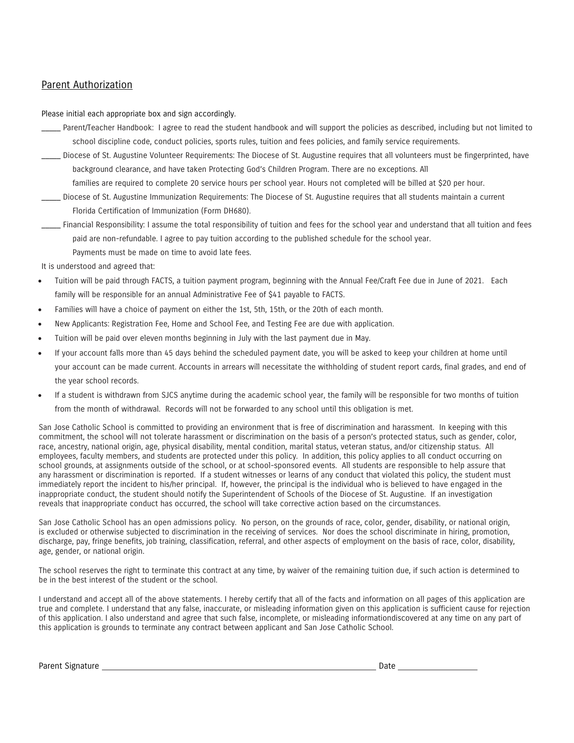## Parent Authorization

Please initial each appropriate box and sign accordingly.

_____ Parent/Teacher Handbook: I agree to read the student handbook and will support the policies as described, including but not limited to school discipline code, conduct policies, sports rules, tuition and fees policies, and family service requirements.

_____ Diocese of St. Augustine Volunteer Requirements: The Diocese of St. Augustine requires that all volunteers must be fingerprinted, have background clearance, and have taken Protecting God's Children Program. There are no exceptions. All families are required to complete 20 service hours per school year. Hours not completed will be billed at $20 per hour.

_____ Diocese of St. Augustine Immunization Requirements: The Diocese of St. Augustine requires that all students maintain a current Florida Certification of Immunization (Form DH680).

_____ Financial Responsibility: I assume the total responsibility of tuition and fees for the school year and understand that all tuition and fees paid are non-refundable. I agree to pay tuition according to the published schedule for the school year. Payments must be made on time to avoid late fees.

It is understood and agreed that:

- Tuition will be paid through FACTS, a tuition payment program, beginning with the Annual Fee/Craft Fee due in June of 2021. Each family will be responsible for an annual Administrative Fee of $41 payable to FACTS.
- Families will have a choice of payment on either the 1st, 5th, 15th, or the 20th of each month.
- New Applicants: Registration Fee, Home and School Fee, and Testing Fee are due with application.
- Tuition will be paid over eleven months beginning in July with the last payment due in May.
- If your account falls more than 45 days behind the scheduled payment date, you will be asked to keep your children at home until your account can be made current. Accounts in arrears will necessitate the withholding of student report cards, final grades, and end of the year school records.
- If a student is withdrawn from SJCS anytime during the academic school year, the family will be responsible for two months of tuition from the month of withdrawal. Records will not be forwarded to any school until this obligation is met.

San Jose Catholic School is committed to providing an environment that is free of discrimination and harassment. In keeping with this commitment, the school will not tolerate harassment or discrimination on the basis of a person's protected status, such as gender, color, race, ancestry, national origin, age, physical disability, mental condition, marital status, veteran status, and/or citizenship status. All employees, faculty members, and students are protected under this policy. In addition, this policy applies to all conduct occurring on school grounds, at assignments outside of the school, or at school-sponsored events. All students are responsible to help assure that any harassment or discrimination is reported. If a student witnesses or learns of any conduct that violated this policy, the student must immediately report the incident to his/her principal. If, however, the principal is the individual who is believed to have engaged in the inappropriate conduct, the student should notify the Superintendent of Schools of the Diocese of St. Augustine. If an investigation reveals that inappropriate conduct has occurred, the school will take corrective action based on the circumstances.

San Jose Catholic School has an open admissions policy. No person, on the grounds of race, color, gender, disability, or national origin, is excluded or otherwise subjected to discrimination in the receiving of services. Nor does the school discriminate in hiring, promotion, discharge, pay, fringe benefits, job training, classification, referral, and other aspects of employment on the basis of race, color, disability, age, gender, or national origin.

The school reserves the right to terminate this contract at any time, by waiver of the remaining tuition due, if such action is determined to be in the best interest of the student or the school.

I understand and accept all of the above statements. I hereby certify that all of the facts and information on all pages of this application are true and complete. I understand that any false, inaccurate, or misleading information given on this application is sufficient cause for rejection of this application. I also understand and agree that such false, incomplete, or misleading informationdiscovered at any time on any part of this application is grounds to terminate any contract between applicant and San Jose Catholic School.

Parent Signature ______________________________ Date ____________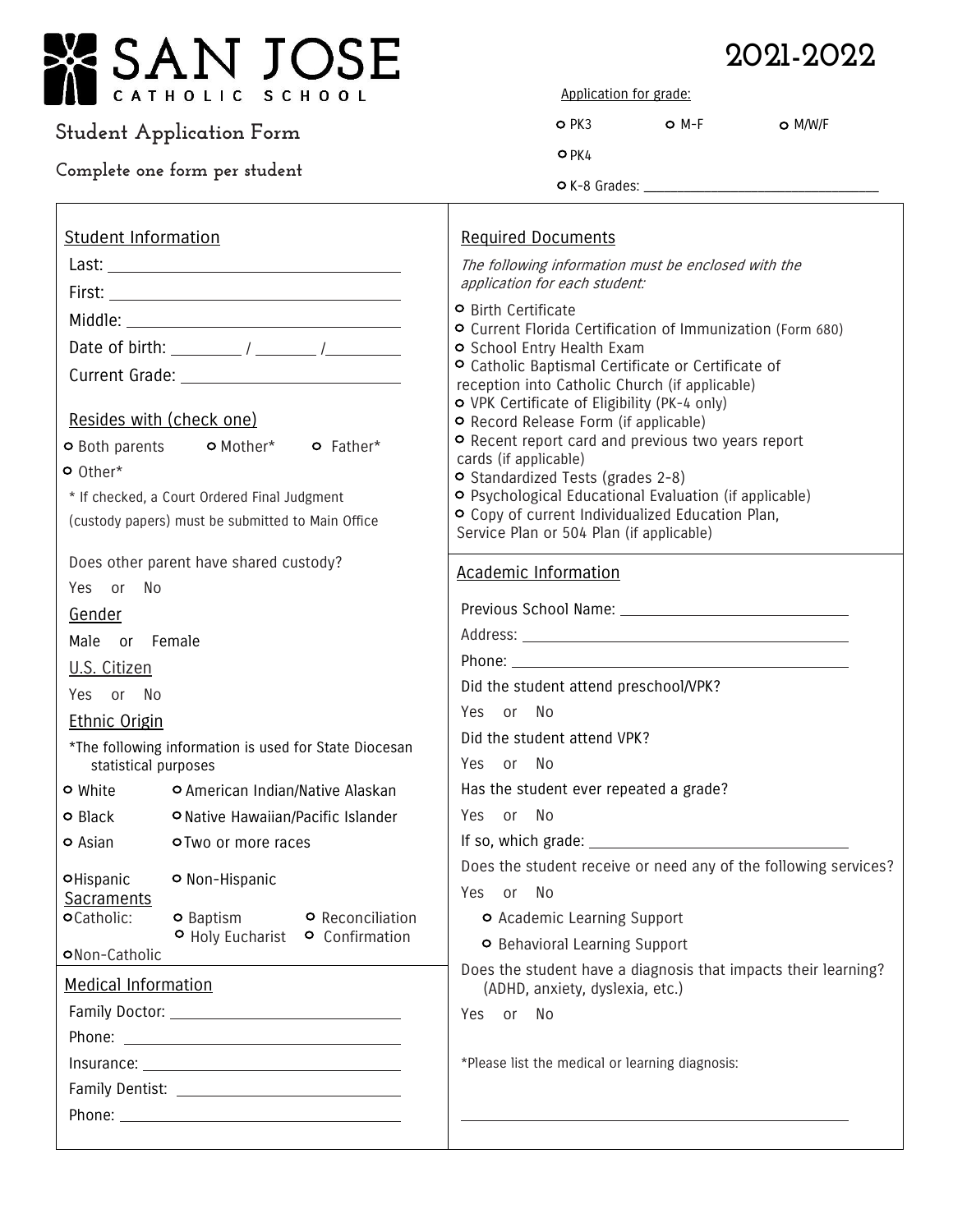# SAN JOSE CATHOLIC SCHOOL

## 2021-2022

### Student Application Form

Complete one form per student

Application for grade:

- PK3 — M-F — M/W/F
- PK4
- K-8 Grades: ______________________

## Student Information

Last: ______________________

First: ______________________

Middle: ______________________

Date of birth: ________ / ________ / ________

Current Grade: ______________________

### Resides with (check one)

- Both parents
- Mother*
- Father*
- Other*

\* If checked, a Court Ordered Final Judgment (custody papers) must be submitted to Main Office

Does other parent have shared custody?

Yes or No

### Gender

Male or Female

### U.S. Citizen

Yes or No

### Ethnic Origin

*The following information is used for State Diocesan statistical purposes

- White
- American Indian/Native Alaskan
- Black
- Native Hawaiian/Pacific Islander
- Asian
- Two or more races
- Hispanic
- Non-Hispanic

### Sacraments

- Catholic:
  - Baptism
  - Reconciliation
  - Holy Eucharist
  - Confirmation
- Non-Catholic

## Medical Information

Family Doctor: ______________________

Phone: ______________________

Insurance: ______________________

Family Dentist: ______________________

Phone: ______________________

## Required Documents

*The following information must be enclosed with the application for each student:*

- Birth Certificate
- Current Florida Certification of Immunization (Form 680)
- School Entry Health Exam
- Catholic Baptismal Certificate or Certificate of reception into Catholic Church (if applicable)
- VPK Certificate of Eligibility (PK-4 only)
- Record Release Form (if applicable)
- Recent report card and previous two years report cards (if applicable)
- Standardized Tests (grades 2-8)
- Psychological Educational Evaluation (if applicable)
- Copy of current Individualized Education Plan, Service Plan or 504 Plan (if applicable)

## Academic Information

Previous School Name: ______________________

Address: ______________________

Phone: ______________________

Did the student attend preschool/VPK?

Yes or No

Did the student attend VPK?

Yes or No

Has the student ever repeated a grade?

Yes or No

If so, which grade: ______________________

Does the student receive or need any of the following services?

Yes or No

- Academic Learning Support
- Behavioral Learning Support

Does the student have a diagnosis that impacts their learning? (ADHD, anxiety, dyslexia, etc.)

Yes or No

*Please list the medical or learning diagnosis:

______________________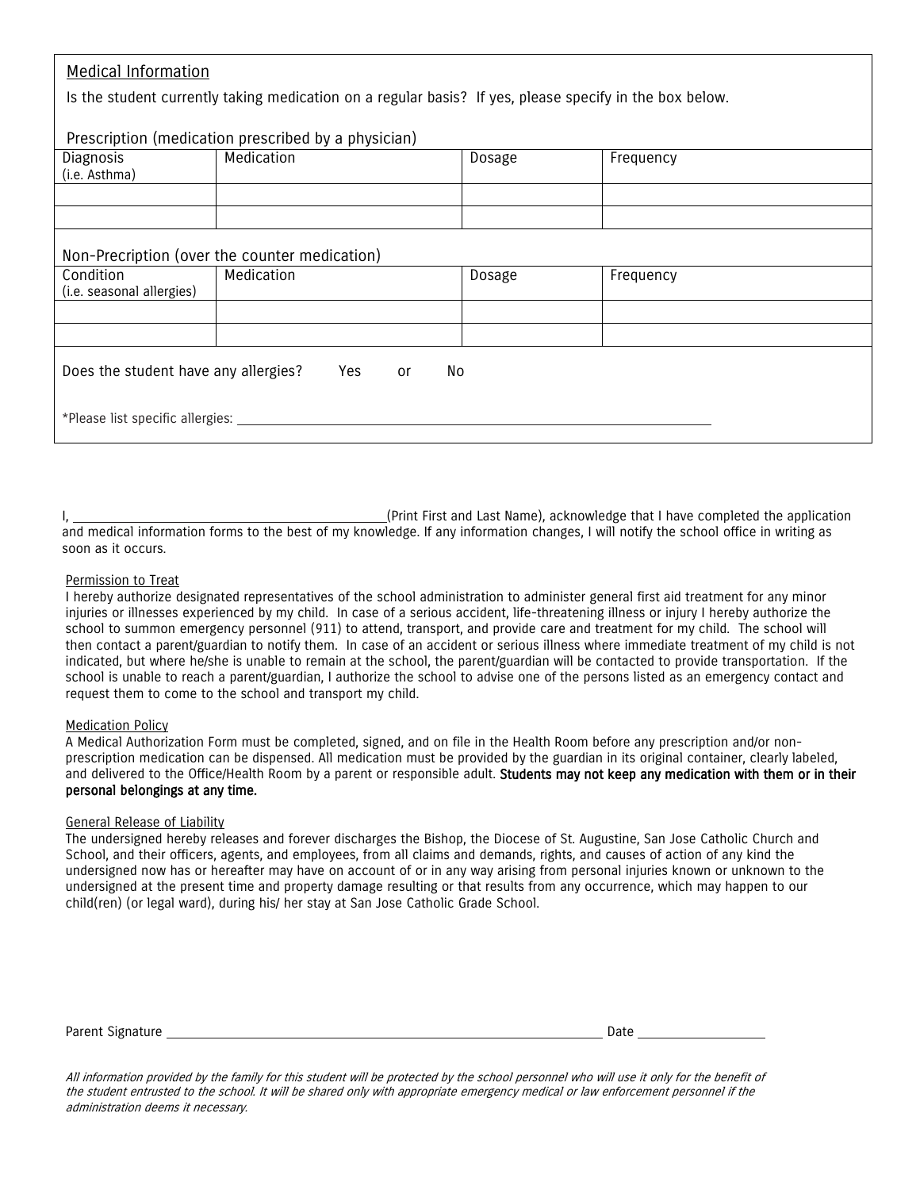## Medical Information

Is the student currently taking medication on a regular basis? If yes, please specify in the box below.

Prescription (medication prescribed by a physician)

| Diagnosis (i.e. Asthma) | Medication | Dosage | Frequency |
|---|---|---|---|
| | | | |
| | | | |

Non-Precription (over the counter medication)

| Condition (i.e. seasonal allergies) | Medication | Dosage | Frequency |
|---|---|---|---|
| | | | |
| | | | |

Does the student have any allergies? Yes or No

*Please list specific allergies: ______________________________________________

I, ______________________________(Print First and Last Name), acknowledge that I have completed the application and medical information forms to the best of my knowledge. If any information changes, I will notify the school office in writing as soon as it occurs.

Permission to Treat

I hereby authorize designated representatives of the school administration to administer general first aid treatment for any minor injuries or illnesses experienced by my child. In case of a serious accident, life-threatening illness or injury I hereby authorize the school to summon emergency personnel (911) to attend, transport, and provide care and treatment for my child. The school will then contact a parent/guardian to notify them. In case of an accident or serious illness where immediate treatment of my child is not indicated, but where he/she is unable to remain at the school, the parent/guardian will be contacted to provide transportation. If the school is unable to reach a parent/guardian, I authorize the school to advise one of the persons listed as an emergency contact and request them to come to the school and transport my child.

Medication Policy

A Medical Authorization Form must be completed, signed, and on file in the Health Room before any prescription and/or non-prescription medication can be dispensed. All medication must be provided by the guardian in its original container, clearly labeled, and delivered to the Office/Health Room by a parent or responsible adult. **Students may not keep any medication with them or in their personal belongings at any time.**

General Release of Liability

The undersigned hereby releases and forever discharges the Bishop, the Diocese of St. Augustine, San Jose Catholic Church and School, and their officers, agents, and employees, from all claims and demands, rights, and causes of action of any kind the undersigned now has or hereafter may have on account of or in any way arising from personal injuries known or unknown to the undersigned at the present time and property damage resulting or that results from any occurrence, which may happen to our child(ren) (or legal ward), during his/ her stay at San Jose Catholic Grade School.

Parent Signature ______________________________________ Date ______________

*All information provided by the family for this student will be protected by the school personnel who will use it only for the benefit of the student entrusted to the school. It will be shared only with appropriate emergency medical or law enforcement personnel if the administration deems it necessary.*